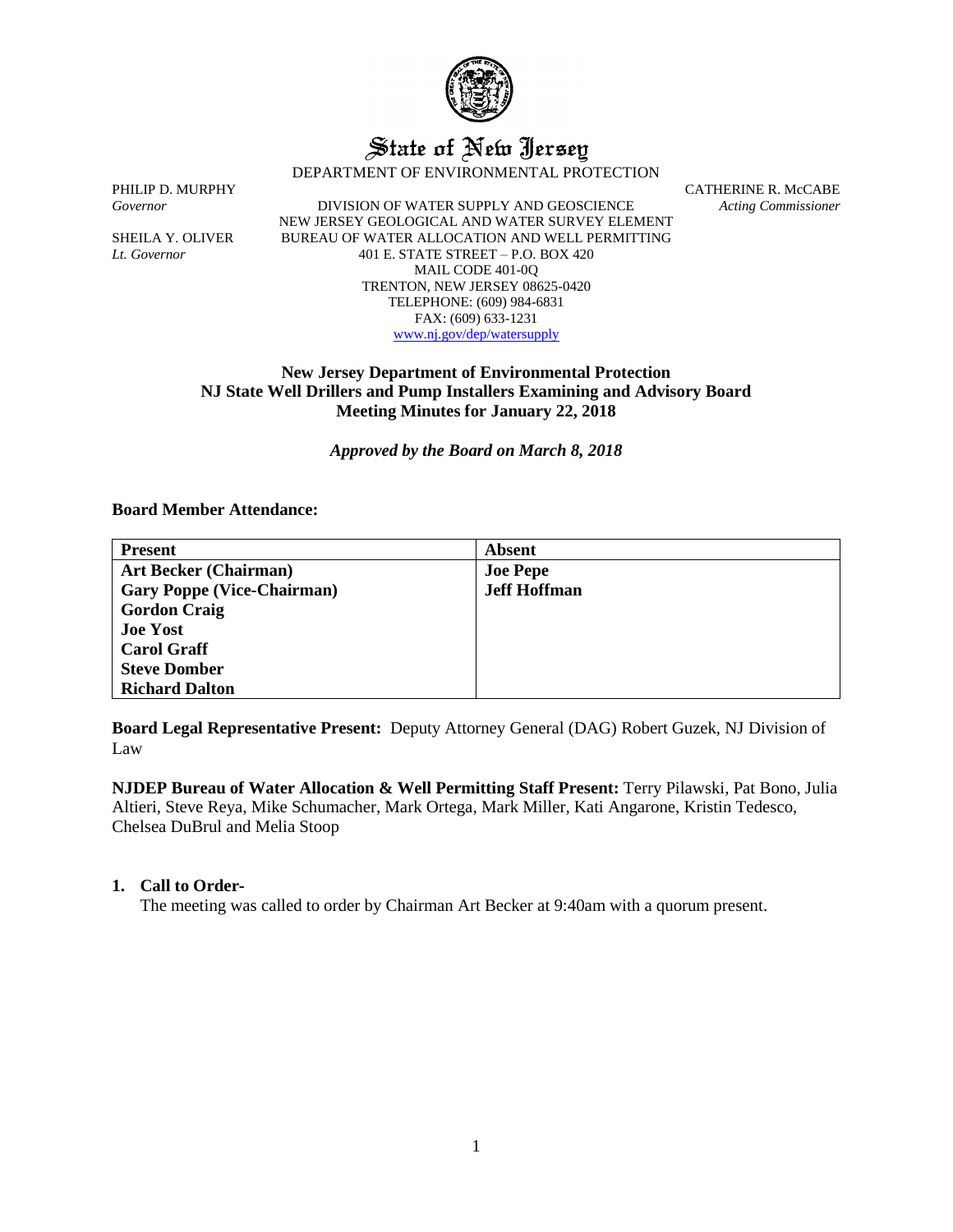# State of New Jersey

DEPARTMENT OF ENVIRONMENTAL PROTECTION

PHILIP D. MURPHY
*Governor*

SHEILA Y. OLIVER
*Lt. Governor*

DIVISION OF WATER SUPPLY AND GEOSCIENCE
NEW JERSEY GEOLOGICAL AND WATER SURVEY ELEMENT
BUREAU OF WATER ALLOCATION AND WELL PERMITTING
401 E. STATE STREET – P.O. BOX 420
MAIL CODE 401-0Q
TRENTON, NEW JERSEY 08625-0420
TELEPHONE: (609) 984-6831
FAX: (609) 633-1231
www.nj.gov/dep/watersupply

CATHERINE R. McCABE
*Acting Commissioner*

## New Jersey Department of Environmental Protection
## NJ State Well Drillers and Pump Installers Examining and Advisory Board
## Meeting Minutes for January 22, 2018

***Approved by the Board on March 8, 2018***

**Board Member Attendance:**

| Present | Absent |
|---|---|
| **Art Becker (Chairman)** | **Joe Pepe** |
| **Gary Poppe (Vice-Chairman)** | **Jeff Hoffman** |
| **Gordon Craig** | |
| **Joe Yost** | |
| **Carol Graff** | |
| **Steve Domber** | |
| **Richard Dalton** | |

**Board Legal Representative Present:** Deputy Attorney General (DAG) Robert Guzek, NJ Division of Law

**NJDEP Bureau of Water Allocation & Well Permitting Staff Present:** Terry Pilawski, Pat Bono, Julia Altieri, Steve Reya, Mike Schumacher, Mark Ortega, Mark Miller, Kati Angarone, Kristin Tedesco, Chelsea DuBrul and Melia Stoop

1. **Call to Order-**

   The meeting was called to order by Chairman Art Becker at 9:40am with a quorum present.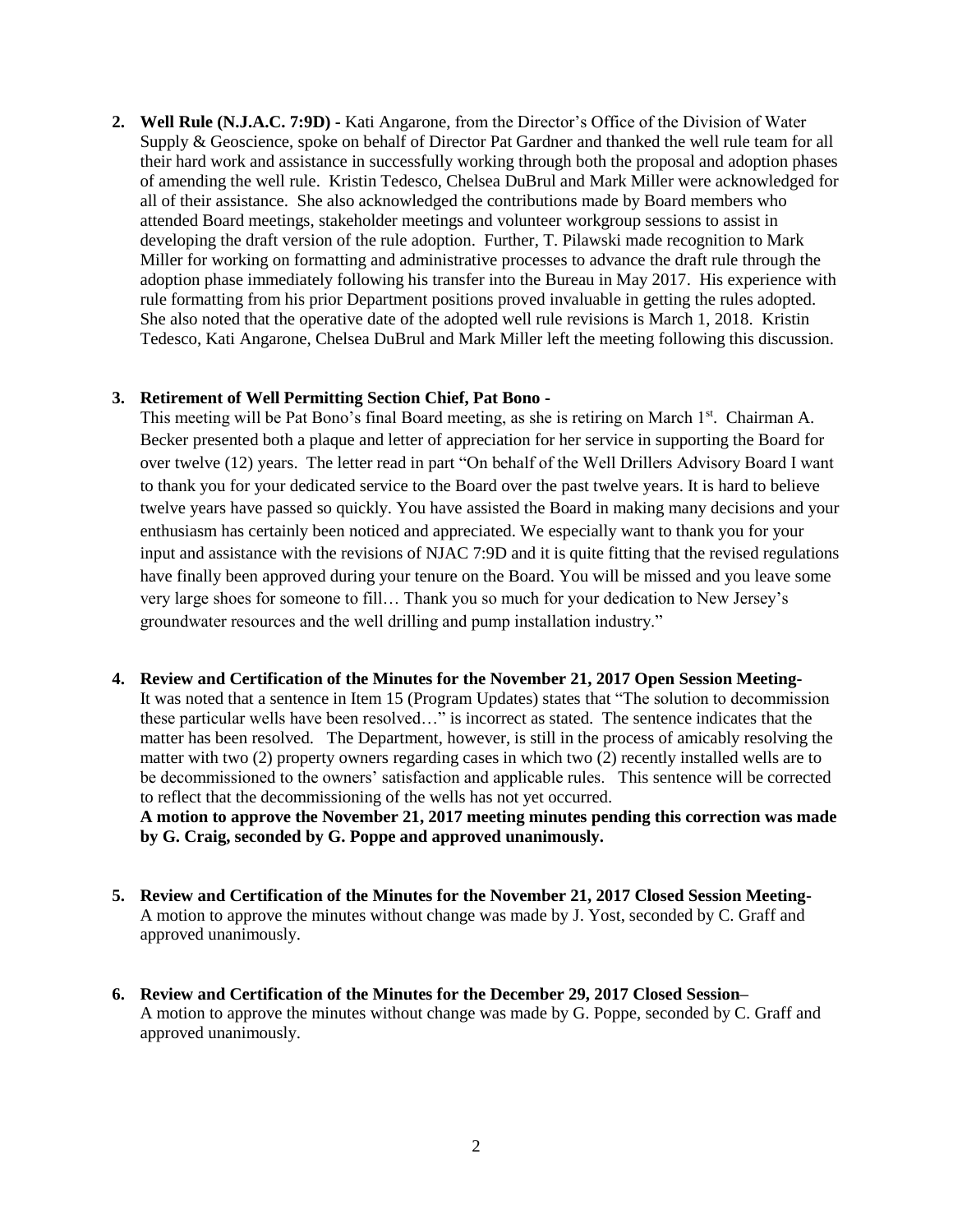2. **Well Rule (N.J.A.C. 7:9D) -** Kati Angarone, from the Director's Office of the Division of Water Supply & Geoscience, spoke on behalf of Director Pat Gardner and thanked the well rule team for all their hard work and assistance in successfully working through both the proposal and adoption phases of amending the well rule. Kristin Tedesco, Chelsea DuBrul and Mark Miller were acknowledged for all of their assistance. She also acknowledged the contributions made by Board members who attended Board meetings, stakeholder meetings and volunteer workgroup sessions to assist in developing the draft version of the rule adoption. Further, T. Pilawski made recognition to Mark Miller for working on formatting and administrative processes to advance the draft rule through the adoption phase immediately following his transfer into the Bureau in May 2017. His experience with rule formatting from his prior Department positions proved invaluable in getting the rules adopted. She also noted that the operative date of the adopted well rule revisions is March 1, 2018. Kristin Tedesco, Kati Angarone, Chelsea DuBrul and Mark Miller left the meeting following this discussion.

3. **Retirement of Well Permitting Section Chief, Pat Bono -**
   This meeting will be Pat Bono's final Board meeting, as she is retiring on March 1st. Chairman A. Becker presented both a plaque and letter of appreciation for her service in supporting the Board for over twelve (12) years. The letter read in part "On behalf of the Well Drillers Advisory Board I want to thank you for your dedicated service to the Board over the past twelve years. It is hard to believe twelve years have passed so quickly. You have assisted the Board in making many decisions and your enthusiasm has certainly been noticed and appreciated. We especially want to thank you for your input and assistance with the revisions of NJAC 7:9D and it is quite fitting that the revised regulations have finally been approved during your tenure on the Board. You will be missed and you leave some very large shoes for someone to fill… Thank you so much for your dedication to New Jersey's groundwater resources and the well drilling and pump installation industry."

4. **Review and Certification of the Minutes for the November 21, 2017 Open Session Meeting-**
   It was noted that a sentence in Item 15 (Program Updates) states that "The solution to decommission these particular wells have been resolved…" is incorrect as stated. The sentence indicates that the matter has been resolved. The Department, however, is still in the process of amicably resolving the matter with two (2) property owners regarding cases in which two (2) recently installed wells are to be decommissioned to the owners' satisfaction and applicable rules. This sentence will be corrected to reflect that the decommissioning of the wells has not yet occurred.
   **A motion to approve the November 21, 2017 meeting minutes pending this correction was made by G. Craig, seconded by G. Poppe and approved unanimously.**

5. **Review and Certification of the Minutes for the November 21, 2017 Closed Session Meeting-**
   A motion to approve the minutes without change was made by J. Yost, seconded by C. Graff and approved unanimously.

6. **Review and Certification of the Minutes for the December 29, 2017 Closed Session–**
   A motion to approve the minutes without change was made by G. Poppe, seconded by C. Graff and approved unanimously.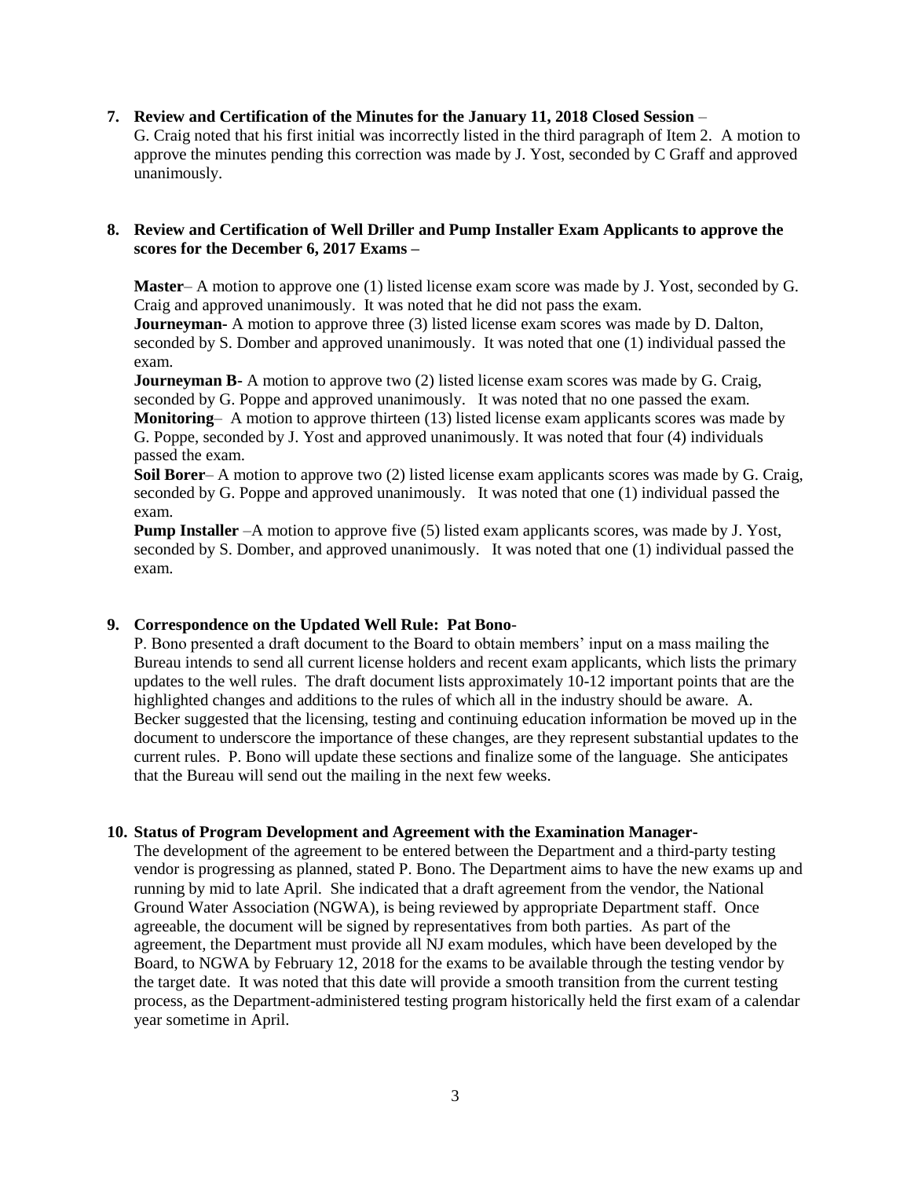**7. Review and Certification of the Minutes for the January 11, 2018 Closed Session** –

G. Craig noted that his first initial was incorrectly listed in the third paragraph of Item 2. A motion to approve the minutes pending this correction was made by J. Yost, seconded by C Graff and approved unanimously.

**8. Review and Certification of Well Driller and Pump Installer Exam Applicants to approve the scores for the December 6, 2017 Exams –**

**Master**– A motion to approve one (1) listed license exam score was made by J. Yost, seconded by G. Craig and approved unanimously. It was noted that he did not pass the exam.

**Journeyman**- A motion to approve three (3) listed license exam scores was made by D. Dalton, seconded by S. Domber and approved unanimously. It was noted that one (1) individual passed the exam.

**Journeyman B**- A motion to approve two (2) listed license exam scores was made by G. Craig, seconded by G. Poppe and approved unanimously. It was noted that no one passed the exam.

**Monitoring**– A motion to approve thirteen (13) listed license exam applicants scores was made by G. Poppe, seconded by J. Yost and approved unanimously. It was noted that four (4) individuals passed the exam.

**Soil Borer**– A motion to approve two (2) listed license exam applicants scores was made by G. Craig, seconded by G. Poppe and approved unanimously. It was noted that one (1) individual passed the exam.

**Pump Installer** –A motion to approve five (5) listed exam applicants scores, was made by J. Yost, seconded by S. Domber, and approved unanimously. It was noted that one (1) individual passed the exam.

**9. Correspondence on the Updated Well Rule: Pat Bono**-

P. Bono presented a draft document to the Board to obtain members' input on a mass mailing the Bureau intends to send all current license holders and recent exam applicants, which lists the primary updates to the well rules. The draft document lists approximately 10-12 important points that are the highlighted changes and additions to the rules of which all in the industry should be aware. A. Becker suggested that the licensing, testing and continuing education information be moved up in the document to underscore the importance of these changes, are they represent substantial updates to the current rules. P. Bono will update these sections and finalize some of the language. She anticipates that the Bureau will send out the mailing in the next few weeks.

**10. Status of Program Development and Agreement with the Examination Manager**-

The development of the agreement to be entered between the Department and a third-party testing vendor is progressing as planned, stated P. Bono. The Department aims to have the new exams up and running by mid to late April. She indicated that a draft agreement from the vendor, the National Ground Water Association (NGWA), is being reviewed by appropriate Department staff. Once agreeable, the document will be signed by representatives from both parties. As part of the agreement, the Department must provide all NJ exam modules, which have been developed by the Board, to NGWA by February 12, 2018 for the exams to be available through the testing vendor by the target date. It was noted that this date will provide a smooth transition from the current testing process, as the Department-administered testing program historically held the first exam of a calendar year sometime in April.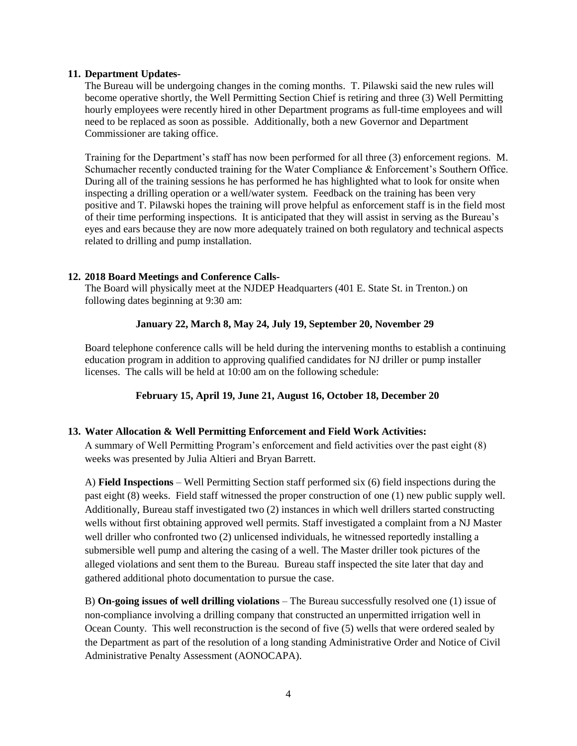**11. Department Updates-**

The Bureau will be undergoing changes in the coming months. T. Pilawski said the new rules will become operative shortly, the Well Permitting Section Chief is retiring and three (3) Well Permitting hourly employees were recently hired in other Department programs as full-time employees and will need to be replaced as soon as possible. Additionally, both a new Governor and Department Commissioner are taking office.

Training for the Department's staff has now been performed for all three (3) enforcement regions. M. Schumacher recently conducted training for the Water Compliance & Enforcement's Southern Office. During all of the training sessions he has performed he has highlighted what to look for onsite when inspecting a drilling operation or a well/water system. Feedback on the training has been very positive and T. Pilawski hopes the training will prove helpful as enforcement staff is in the field most of their time performing inspections. It is anticipated that they will assist in serving as the Bureau's eyes and ears because they are now more adequately trained on both regulatory and technical aspects related to drilling and pump installation.

**12. 2018 Board Meetings and Conference Calls-**

The Board will physically meet at the NJDEP Headquarters (401 E. State St. in Trenton.) on following dates beginning at 9:30 am:

**January 22, March 8, May 24, July 19, September 20, November 29**

Board telephone conference calls will be held during the intervening months to establish a continuing education program in addition to approving qualified candidates for NJ driller or pump installer licenses. The calls will be held at 10:00 am on the following schedule:

**February 15, April 19, June 21, August 16, October 18, December 20**

**13. Water Allocation & Well Permitting Enforcement and Field Work Activities:**

A summary of Well Permitting Program's enforcement and field activities over the past eight (8) weeks was presented by Julia Altieri and Bryan Barrett.

A) **Field Inspections** – Well Permitting Section staff performed six (6) field inspections during the past eight (8) weeks. Field staff witnessed the proper construction of one (1) new public supply well. Additionally, Bureau staff investigated two (2) instances in which well drillers started constructing wells without first obtaining approved well permits. Staff investigated a complaint from a NJ Master well driller who confronted two (2) unlicensed individuals, he witnessed reportedly installing a submersible well pump and altering the casing of a well. The Master driller took pictures of the alleged violations and sent them to the Bureau. Bureau staff inspected the site later that day and gathered additional photo documentation to pursue the case.

B) **On-going issues of well drilling violations** – The Bureau successfully resolved one (1) issue of non-compliance involving a drilling company that constructed an unpermitted irrigation well in Ocean County. This well reconstruction is the second of five (5) wells that were ordered sealed by the Department as part of the resolution of a long standing Administrative Order and Notice of Civil Administrative Penalty Assessment (AONOCAPA).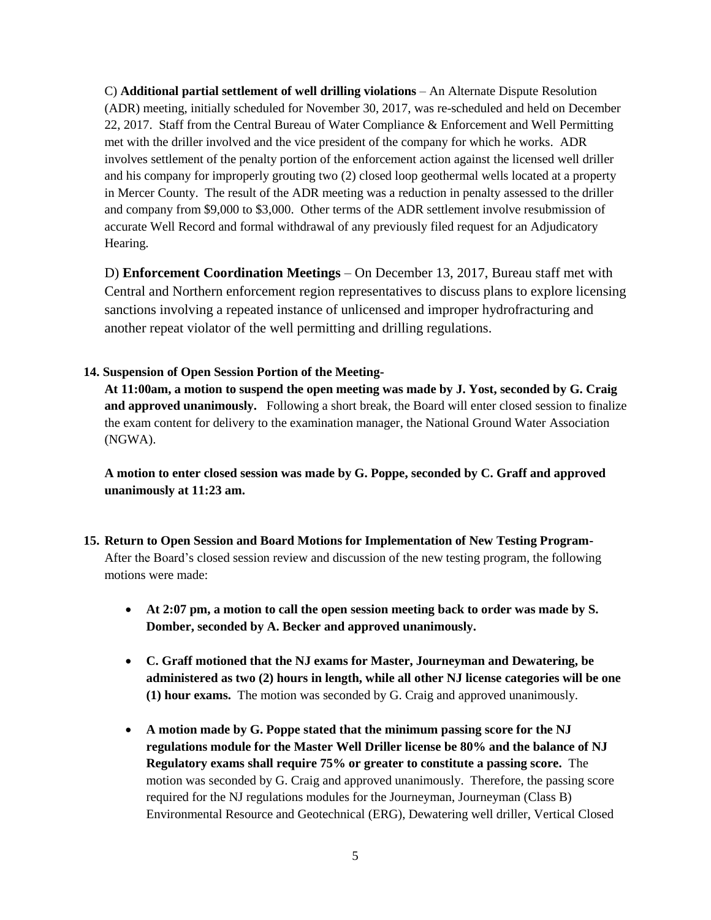C) **Additional partial settlement of well drilling violations** – An Alternate Dispute Resolution (ADR) meeting, initially scheduled for November 30, 2017, was re-scheduled and held on December 22, 2017. Staff from the Central Bureau of Water Compliance & Enforcement and Well Permitting met with the driller involved and the vice president of the company for which he works. ADR involves settlement of the penalty portion of the enforcement action against the licensed well driller and his company for improperly grouting two (2) closed loop geothermal wells located at a property in Mercer County. The result of the ADR meeting was a reduction in penalty assessed to the driller and company from $9,000 to $3,000. Other terms of the ADR settlement involve resubmission of accurate Well Record and formal withdrawal of any previously filed request for an Adjudicatory Hearing.

D) **Enforcement Coordination Meetings** – On December 13, 2017, Bureau staff met with Central and Northern enforcement region representatives to discuss plans to explore licensing sanctions involving a repeated instance of unlicensed and improper hydrofracturing and another repeat violator of the well permitting and drilling regulations.

**14. Suspension of Open Session Portion of the Meeting-**

**At 11:00am, a motion to suspend the open meeting was made by J. Yost, seconded by G. Craig and approved unanimously.** Following a short break, the Board will enter closed session to finalize the exam content for delivery to the examination manager, the National Ground Water Association (NGWA).

**A motion to enter closed session was made by G. Poppe, seconded by C. Graff and approved unanimously at 11:23 am.**

**15. Return to Open Session and Board Motions for Implementation of New Testing Program-**

After the Board's closed session review and discussion of the new testing program, the following motions were made:

- **At 2:07 pm, a motion to call the open session meeting back to order was made by S. Domber, seconded by A. Becker and approved unanimously.**

- **C. Graff motioned that the NJ exams for Master, Journeyman and Dewatering, be administered as two (2) hours in length, while all other NJ license categories will be one (1) hour exams.** The motion was seconded by G. Craig and approved unanimously.

- **A motion made by G. Poppe stated that the minimum passing score for the NJ regulations module for the Master Well Driller license be 80% and the balance of NJ Regulatory exams shall require 75% or greater to constitute a passing score.** The motion was seconded by G. Craig and approved unanimously. Therefore, the passing score required for the NJ regulations modules for the Journeyman, Journeyman (Class B) Environmental Resource and Geotechnical (ERG), Dewatering well driller, Vertical Closed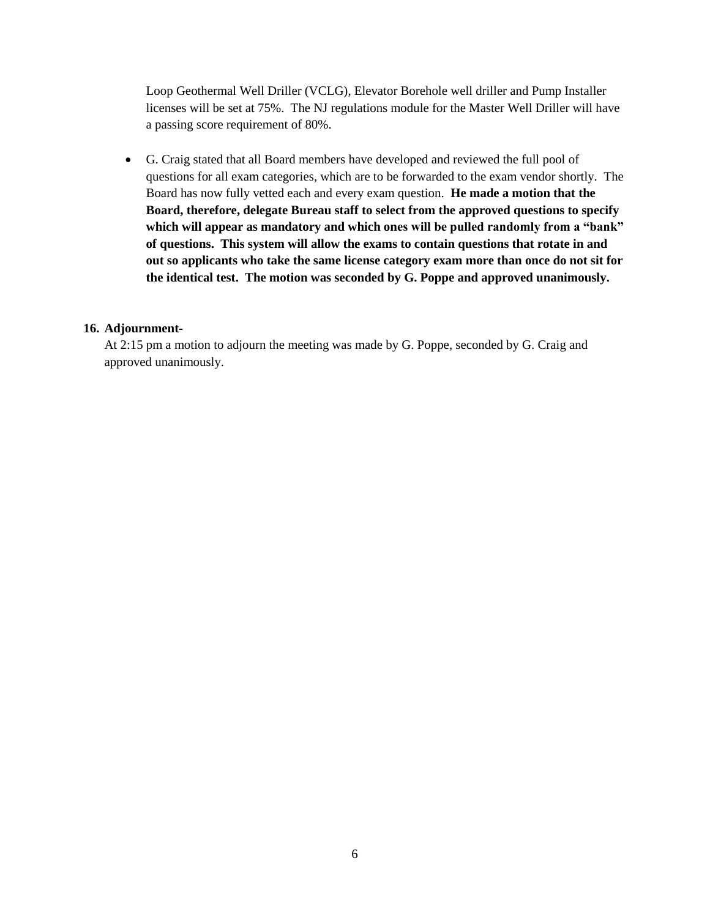Loop Geothermal Well Driller (VCLG), Elevator Borehole well driller and Pump Installer licenses will be set at 75%. The NJ regulations module for the Master Well Driller will have a passing score requirement of 80%.

- G. Craig stated that all Board members have developed and reviewed the full pool of questions for all exam categories, which are to be forwarded to the exam vendor shortly. The Board has now fully vetted each and every exam question. **He made a motion that the Board, therefore, delegate Bureau staff to select from the approved questions to specify which will appear as mandatory and which ones will be pulled randomly from a "bank" of questions. This system will allow the exams to contain questions that rotate in and out so applicants who take the same license category exam more than once do not sit for the identical test. The motion was seconded by G. Poppe and approved unanimously.**

**16. Adjournment-**

At 2:15 pm a motion to adjourn the meeting was made by G. Poppe, seconded by G. Craig and approved unanimously.